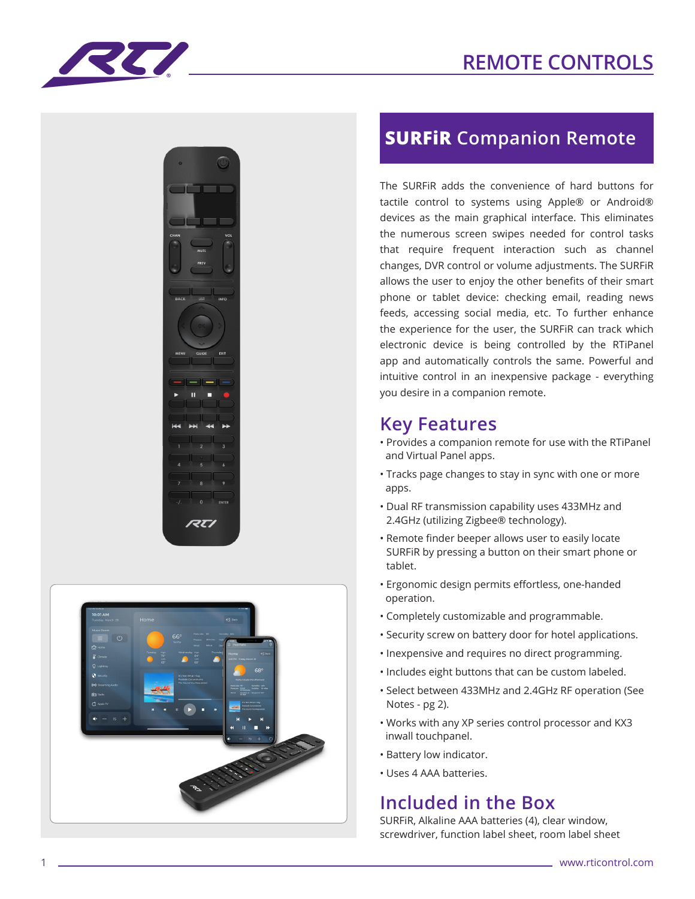# REMOTE CONTROLS

## SURFiR Companion Remote

The SURFiR adds the convenience of hard buttons for tactile control to systems using Apple® or Android® devices as the main graphical interface. This eliminates the numerous screen swipes needed for control tasks that require frequent interaction such as channel changes, DVR control or volume adjustments. The SURFiR allows the user to enjoy the other benefits of their smart phone or tablet device: checking email, reading news feeds, accessing social media, etc. To further enhance the experience for the user, the SURFiR can track which electronic device is being controlled by the RTiPanel app and automatically controls the same. Powerful and intuitive control in an inexpensive package - everything you desire in a companion remote.

## Key Features

- Provides a companion remote for use with the RTiPanel and Virtual Panel apps.
- Tracks page changes to stay in sync with one or more apps.
- Dual RF transmission capability uses 433MHz and 2.4GHz (utilizing Zigbee® technology).
- Remote finder beeper allows user to easily locate SURFiR by pressing a button on their smart phone or tablet.
- Ergonomic design permits effortless, one-handed operation.
- Completely customizable and programmable.
- Security screw on battery door for hotel applications.
- Inexpensive and requires no direct programming.
- Includes eight buttons that can be custom labeled.
- Select between 433MHz and 2.4GHz RF operation (See Notes - pg 2).
- Works with any XP series control processor and KX3 inwall touchpanel.
- Battery low indicator.
- Uses 4 AAA batteries.

## Included in the Box

SURFiR, Alkaline AAA batteries (4), clear window, screwdriver, function label sheet, room label sheet

www.rticontrol.com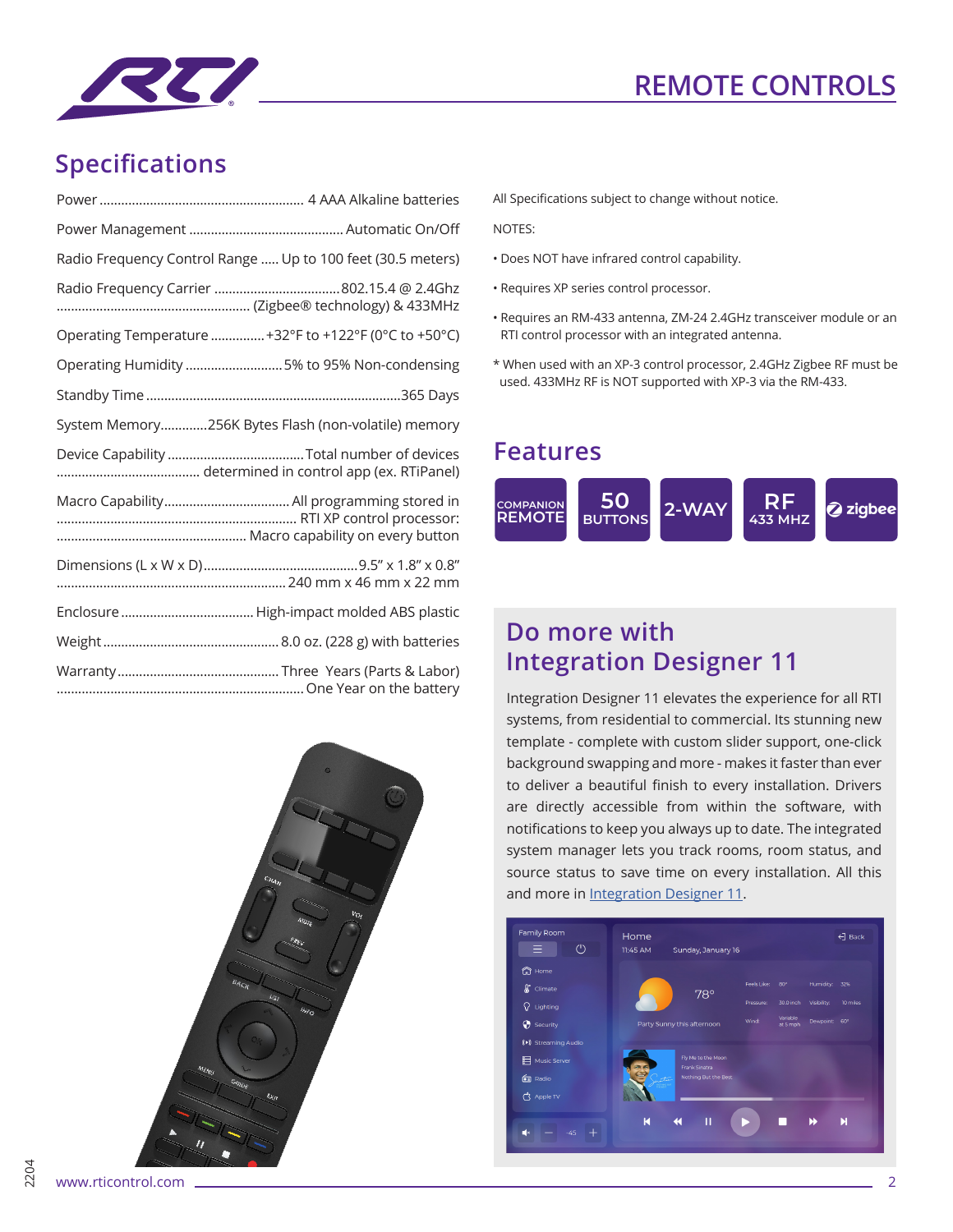# REMOTE CONTROLS

## Specifications

| | |
|---|---|
| Power | 4 AAA Alkaline batteries |
| Power Management | Automatic On/Off |
| Radio Frequency Control Range | Up to 100 feet (30.5 meters) |
| Radio Frequency Carrier | 802.15.4 @ 2.4Ghz (Zigbee® technology) & 433MHz |
| Operating Temperature | +32°F to +122°F (0°C to +50°C) |
| Operating Humidity | 5% to 95% Non-condensing |
| Standby Time | 365 Days |
| System Memory | 256K Bytes Flash (non-volatile) memory |
| Device Capability | Total number of devices determined in control app (ex. RTiPanel) |
| Macro Capability | All programming stored in RTI XP control processor: Macro capability on every button |
| Dimensions (L x W x D) | 9.5" x 1.8" x 0.8" 240 mm x 46 mm x 22 mm |
| Enclosure | High-impact molded ABS plastic |
| Weight | 8.0 oz. (228 g) with batteries |
| Warranty | Three Years (Parts & Labor) One Year on the battery |

All Specifications subject to change without notice.

NOTES:

- Does NOT have infrared control capability.
- Requires XP series control processor.
- Requires an RM-433 antenna, ZM-24 2.4GHz transceiver module or an RTI control processor with an integrated antenna.

* When used with an XP-3 control processor, 2.4GHz Zigbee RF must be used. 433MHz RF is NOT supported with XP-3 via the RM-433.

## Features

COMPANION REMOTE | 50 BUTTONS | 2-WAY | RF 433 MHZ | zigbee

## Do more with Integration Designer 11

Integration Designer 11 elevates the experience for all RTI systems, from residential to commercial. Its stunning new template - complete with custom slider support, one-click background swapping and more - makes it faster than ever to deliver a beautiful finish to every installation. Drivers are directly accessible from within the software, with notifications to keep you always up to date. The integrated system manager lets you track rooms, room status, and source status to save time on every installation. All this and more in Integration Designer 11.

www.rticontrol.com

2204